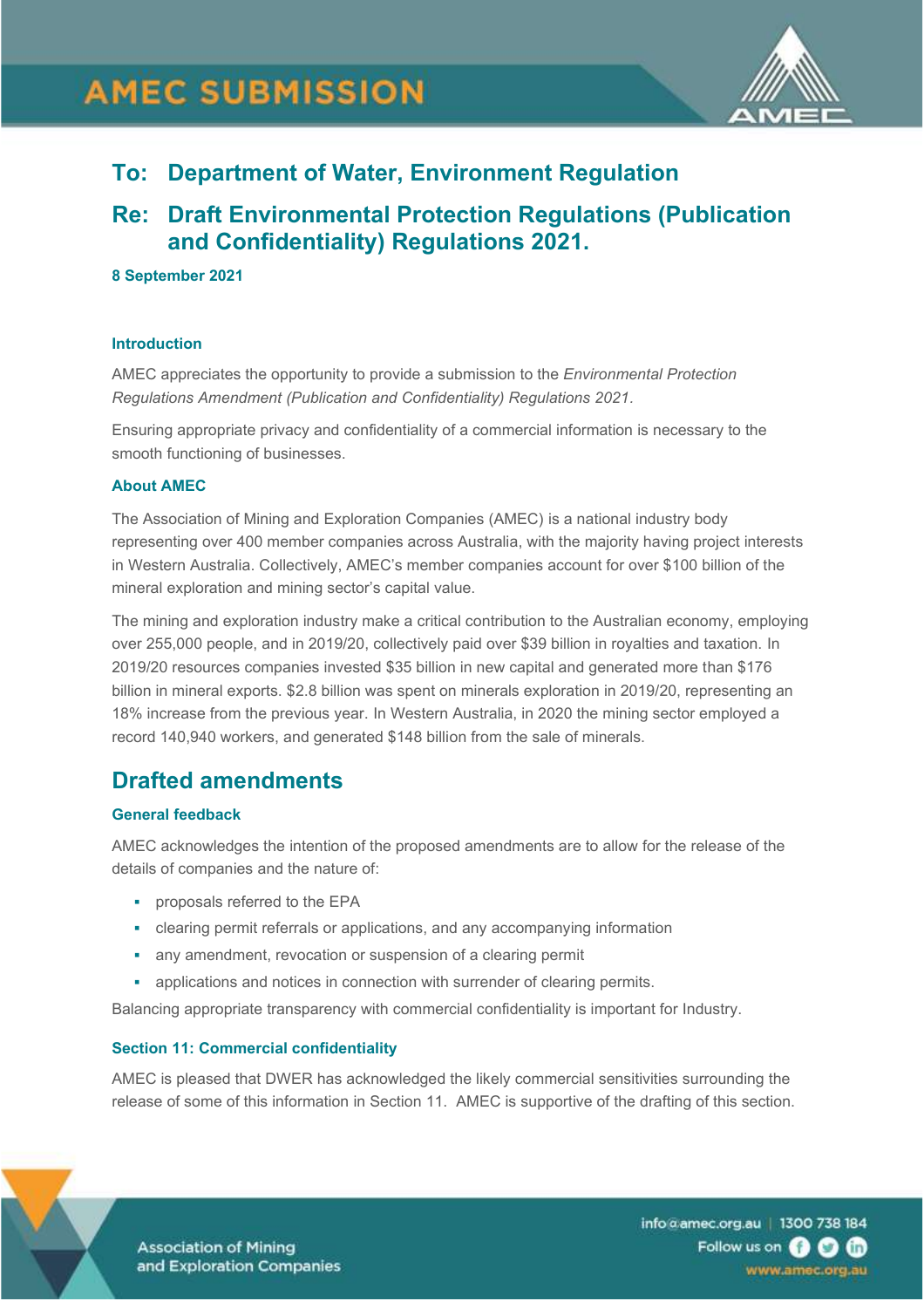# AMEC SUBMISSION

## To: Department of Water, Environment Regulation

## Re: Draft Environmental Protection Regulations (Publication and Confidentiality) Regulations 2021.

**8 September 2021**

### Introduction

AMEC appreciates the opportunity to provide a submission to the *Environmental Protection Regulations Amendment (Publication and Confidentiality) Regulations 2021*.

Ensuring appropriate privacy and confidentiality of a commercial information is necessary to the smooth functioning of businesses.

### About AMEC

The Association of Mining and Exploration Companies (AMEC) is a national industry body representing over 400 member companies across Australia, with the majority having project interests in Western Australia. Collectively, AMEC's member companies account for over $100 billion of the mineral exploration and mining sector's capital value.

The mining and exploration industry make a critical contribution to the Australian economy, employing over 255,000 people, and in 2019/20, collectively paid over $39 billion in royalties and taxation. In 2019/20 resources companies invested $35 billion in new capital and generated more than $176 billion in mineral exports. $2.8 billion was spent on minerals exploration in 2019/20, representing an 18% increase from the previous year. In Western Australia, in 2020 the mining sector employed a record 140,940 workers, and generated $148 billion from the sale of minerals.

## Drafted amendments

### General feedback

AMEC acknowledges the intention of the proposed amendments are to allow for the release of the details of companies and the nature of:

- proposals referred to the EPA
- clearing permit referrals or applications, and any accompanying information
- any amendment, revocation or suspension of a clearing permit
- applications and notices in connection with surrender of clearing permits.

Balancing appropriate transparency with commercial confidentiality is important for Industry.

### Section 11: Commercial confidentiality

AMEC is pleased that DWER has acknowledged the likely commercial sensitivities surrounding the release of some of this information in Section 11. AMEC is supportive of the drafting of this section.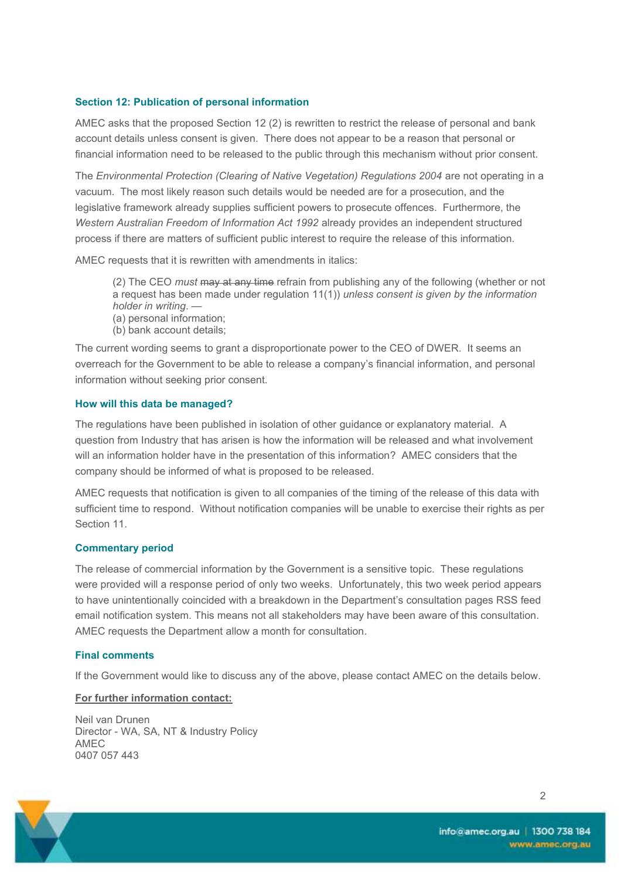### Section 12: Publication of personal information

AMEC asks that the proposed Section 12 (2) is rewritten to restrict the release of personal and bank account details unless consent is given. There does not appear to be a reason that personal or financial information need to be released to the public through this mechanism without prior consent.

The *Environmental Protection (Clearing of Native Vegetation) Regulations 2004* are not operating in a vacuum. The most likely reason such details would be needed are for a prosecution, and the legislative framework already supplies sufficient powers to prosecute offences. Furthermore, the *Western Australian Freedom of Information Act 1992* already provides an independent structured process if there are matters of sufficient public interest to require the release of this information.

AMEC requests that it is rewritten with amendments in italics:

> (2) The CEO *must* ~~may at any time~~ refrain from publishing any of the following (whether or not a request has been made under regulation 11(1)) *unless consent is given by the information holder in writing*. —
> (a) personal information;
> (b) bank account details;

The current wording seems to grant a disproportionate power to the CEO of DWER. It seems an overreach for the Government to be able to release a company's financial information, and personal information without seeking prior consent.

### How will this data be managed?

The regulations have been published in isolation of other guidance or explanatory material. A question from Industry that has arisen is how the information will be released and what involvement will an information holder have in the presentation of this information? AMEC considers that the company should be informed of what is proposed to be released.

AMEC requests that notification is given to all companies of the timing of the release of this data with sufficient time to respond. Without notification companies will be unable to exercise their rights as per Section 11.

### Commentary period

The release of commercial information by the Government is a sensitive topic. These regulations were provided will a response period of only two weeks. Unfortunately, this two week period appears to have unintentionally coincided with a breakdown in the Department's consultation pages RSS feed email notification system. This means not all stakeholders may have been aware of this consultation. AMEC requests the Department allow a month for consultation.

### Final comments

If the Government would like to discuss any of the above, please contact AMEC on the details below.

**For further information contact:**

Neil van Drunen
Director - WA, SA, NT & Industry Policy
AMEC
0407 057 443